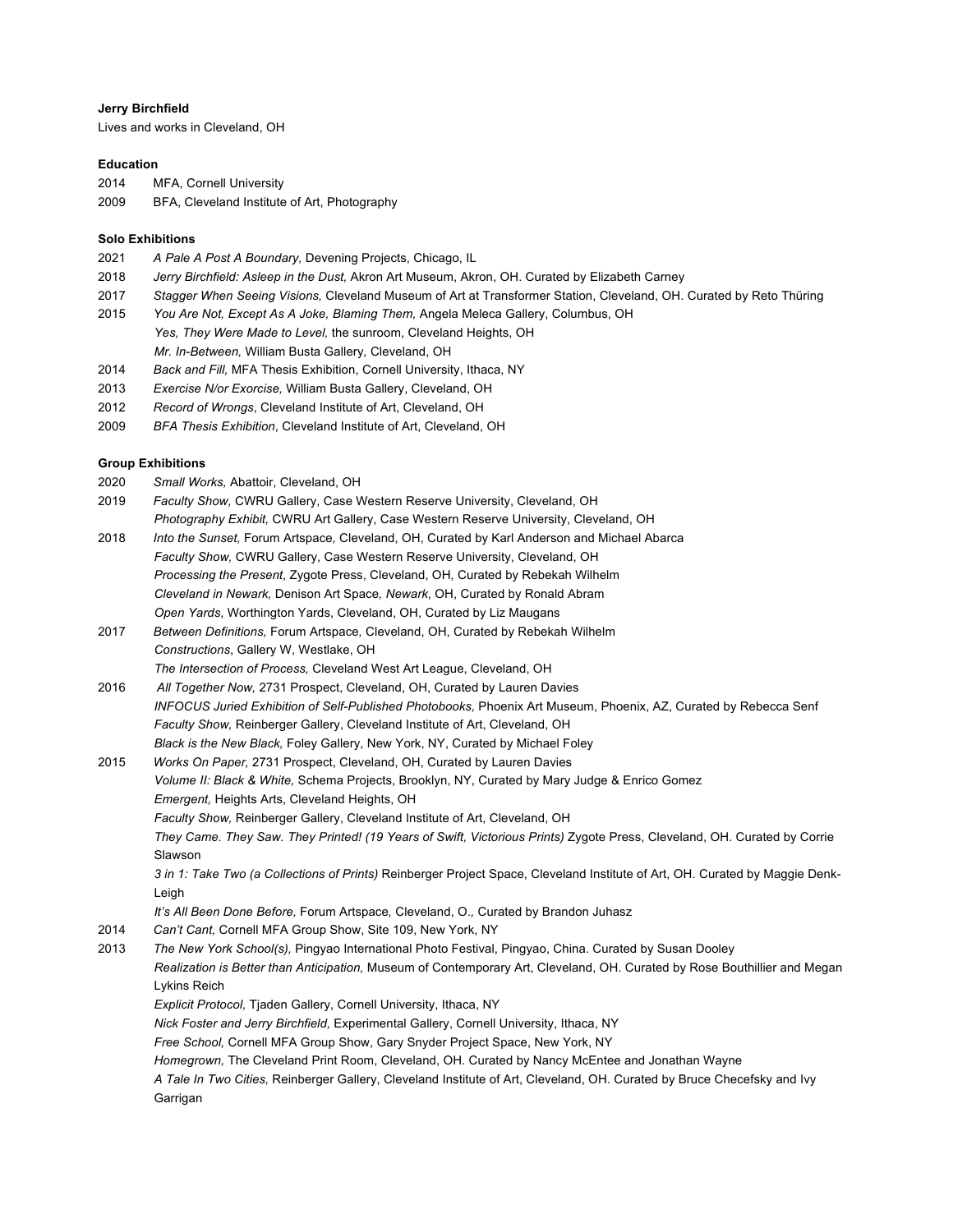**Jerry Birchfield**

Lives and works in Cleveland, OH

**Education**

2014 MFA, Cornell University

2009 BFA, Cleveland Institute of Art, Photography

**Solo Exhibitions**

2021 *A Pale A Post A Boundary,* Devening Projects, Chicago, IL

2018 *Jerry Birchfield: Asleep in the Dust,* Akron Art Museum, Akron, OH. Curated by Elizabeth Carney

2017 *Stagger When Seeing Visions,* Cleveland Museum of Art at Transformer Station, Cleveland, OH. Curated by Reto Thüring

2015 *You Are Not, Except As A Joke, Blaming Them,* Angela Meleca Gallery, Columbus, OH

*Yes, They Were Made to Level,* the sunroom, Cleveland Heights, OH

*Mr. In-Between,* William Busta Gallery, Cleveland, OH

2014 *Back and Fill,* MFA Thesis Exhibition, Cornell University, Ithaca, NY

2013 *Exercise N/or Exorcise,* William Busta Gallery, Cleveland, OH

2012 *Record of Wrongs*, Cleveland Institute of Art, Cleveland, OH

2009 *BFA Thesis Exhibition*, Cleveland Institute of Art, Cleveland, OH

**Group Exhibitions**

2020 *Small Works,* Abattoir, Cleveland, OH

2019 *Faculty Show,* CWRU Gallery, Case Western Reserve University, Cleveland, OH

*Photography Exhibit,* CWRU Art Gallery, Case Western Reserve University, Cleveland, OH

2018 *Into the Sunset,* Forum Artspace*,* Cleveland, OH, Curated by Karl Anderson and Michael Abarca

*Faculty Show,* CWRU Gallery, Case Western Reserve University, Cleveland, OH

*Processing the Present*, Zygote Press, Cleveland, OH*,* Curated by Rebekah Wilhelm

*Cleveland in Newark,* Denison Art Space*, Newark*, OH, Curated by Ronald Abram

*Open Yards*, Worthington Yards, Cleveland, OH, Curated by Liz Maugans

2017 *Between Definitions,* Forum Artspace*,* Cleveland, OH, Curated by Rebekah Wilhelm

*Constructions*, Gallery W, Westlake, OH

*The Intersection of Process,* Cleveland West Art League, Cleveland, OH

2016 *All Together Now,* 2731 Prospect, Cleveland, OH, Curated by Lauren Davies

*INFOCUS Juried Exhibition of Self-Published Photobooks,* Phoenix Art Museum, Phoenix, AZ, Curated by Rebecca Senf

*Faculty Show,* Reinberger Gallery, Cleveland Institute of Art, Cleveland, OH

*Black is the New Black,* Foley Gallery, New York, NY, Curated by Michael Foley

2015 *Works On Paper,* 2731 Prospect, Cleveland, OH, Curated by Lauren Davies

*Volume II: Black & White,* Schema Projects, Brooklyn, NY, Curated by Mary Judge & Enrico Gomez

*Emergent,* Heights Arts, Cleveland Heights, OH

*Faculty Show,* Reinberger Gallery, Cleveland Institute of Art, Cleveland, OH

*They Came. They Saw. They Printed! (19 Years of Swift, Victorious Prints)* Zygote Press, Cleveland, OH. Curated by Corrie Slawson

*3 in 1: Take Two (a Collections of Prints)* Reinberger Project Space, Cleveland Institute of Art, OH. Curated by Maggie Denk-Leigh

*It's All Been Done Before,* Forum Artspace*,* Cleveland, O.*,* Curated by Brandon Juhasz

2014 *Can't Cant*, Cornell MFA Group Show, Site 109, New York, NY

2013 *The New York School(s),* Pingyao International Photo Festival, Pingyao, China. Curated by Susan Dooley

*Realization is Better than Anticipation,* Museum of Contemporary Art, Cleveland, OH. Curated by Rose Bouthillier and Megan Lykins Reich

*Explicit Protocol,* Tjaden Gallery, Cornell University, Ithaca, NY

*Nick Foster and Jerry Birchfield,* Experimental Gallery, Cornell University, Ithaca, NY

*Free School,* Cornell MFA Group Show, Gary Snyder Project Space, New York, NY

*Homegrown,* The Cleveland Print Room, Cleveland, OH. Curated by Nancy McEntee and Jonathan Wayne

*A Tale In Two Cities,* Reinberger Gallery, Cleveland Institute of Art, Cleveland, OH. Curated by Bruce Checefsky and Ivy Garrigan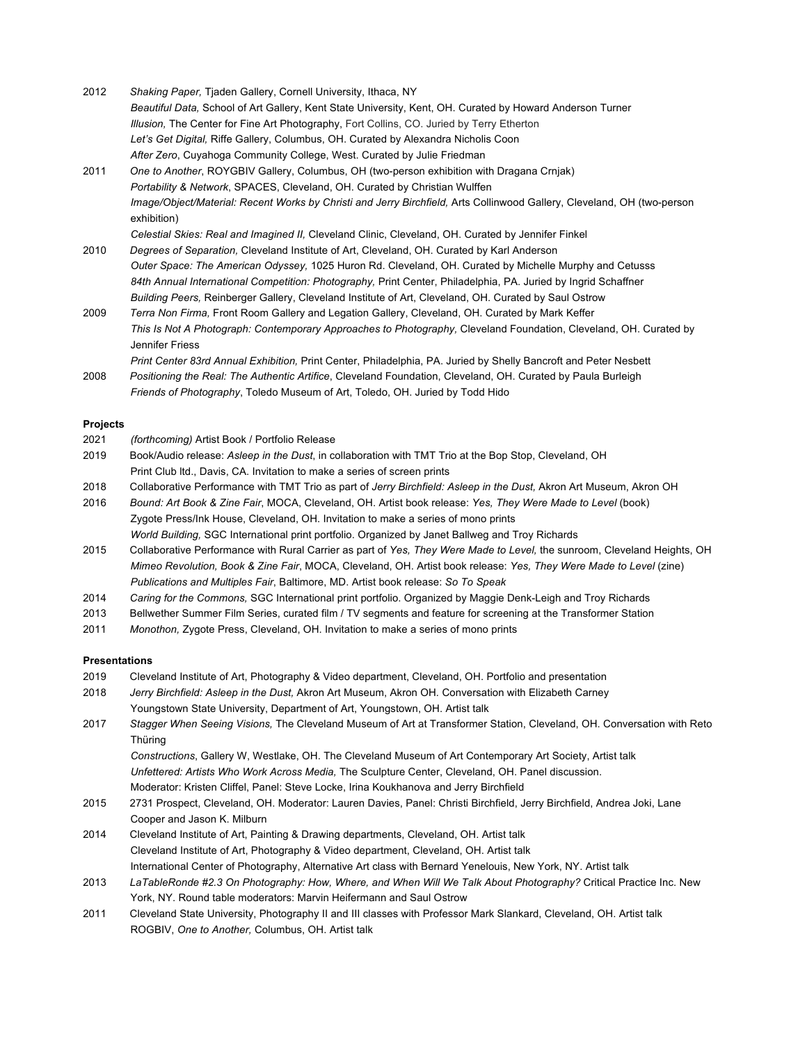2012 *Shaking Paper,* Tjaden Gallery, Cornell University, Ithaca, NY
*Beautiful Data,* School of Art Gallery, Kent State University, Kent, OH. Curated by Howard Anderson Turner
*Illusion,* The Center for Fine Art Photography, Fort Collins, CO. Juried by Terry Etherton
*Let's Get Digital,* Riffe Gallery, Columbus, OH. Curated by Alexandra Nicholis Coon
*After Zero*, Cuyahoga Community College, West. Curated by Julie Friedman

2011 *One to Another*, ROYGBIV Gallery, Columbus, OH (two-person exhibition with Dragana Crnjak)
*Portability & Network*, SPACES, Cleveland, OH. Curated by Christian Wulffen
*Image/Object/Material: Recent Works by Christi and Jerry Birchfield,* Arts Collinwood Gallery, Cleveland, OH (two-person exhibition)
*Celestial Skies: Real and Imagined II,* Cleveland Clinic, Cleveland, OH. Curated by Jennifer Finkel

2010 *Degrees of Separation,* Cleveland Institute of Art, Cleveland, OH. Curated by Karl Anderson
*Outer Space: The American Odyssey,* 1025 Huron Rd. Cleveland, OH. Curated by Michelle Murphy and Cetusss
*84th Annual International Competition: Photography,* Print Center, Philadelphia, PA. Juried by Ingrid Schaffner
*Building Peers,* Reinberger Gallery, Cleveland Institute of Art, Cleveland, OH. Curated by Saul Ostrow

2009 *Terra Non Firma,* Front Room Gallery and Legation Gallery, Cleveland, OH. Curated by Mark Keffer
*This Is Not A Photograph: Contemporary Approaches to Photography,* Cleveland Foundation, Cleveland, OH. Curated by Jennifer Friess
*Print Center 83rd Annual Exhibition,* Print Center, Philadelphia, PA. Juried by Shelly Bancroft and Peter Nesbett

2008 *Positioning the Real: The Authentic Artifice*, Cleveland Foundation, Cleveland, OH. Curated by Paula Burleigh
*Friends of Photography*, Toledo Museum of Art, Toledo, OH. Juried by Todd Hido

**Projects**

2021 *(forthcoming)* Artist Book / Portfolio Release

2019 Book/Audio release: *Asleep in the Dust*, in collaboration with TMT Trio at the Bop Stop, Cleveland, OH
Print Club ltd., Davis, CA. Invitation to make a series of screen prints

2018 Collaborative Performance with TMT Trio as part of *Jerry Birchfield: Asleep in the Dust,* Akron Art Museum, Akron OH

2016 *Bound: Art Book & Zine Fair*, MOCA, Cleveland, OH. Artist book release: *Yes, They Were Made to Level* (book)
Zygote Press/Ink House, Cleveland, OH. Invitation to make a series of mono prints
*World Building,* SGC International print portfolio. Organized by Janet Ballweg and Troy Richards

2015 Collaborative Performance with Rural Carrier as part of *Yes, They Were Made to Level,* the sunroom, Cleveland Heights, OH
*Mimeo Revolution, Book & Zine Fair*, MOCA, Cleveland, OH. Artist book release: *Yes, They Were Made to Level* (zine)
*Publications and Multiples Fair*, Baltimore, MD. Artist book release: *So To Speak*

2014 *Caring for the Commons,* SGC International print portfolio. Organized by Maggie Denk-Leigh and Troy Richards

2013 Bellwether Summer Film Series, curated film / TV segments and feature for screening at the Transformer Station

2011 *Monothon,* Zygote Press, Cleveland, OH. Invitation to make a series of mono prints

**Presentations**

2019 Cleveland Institute of Art, Photography & Video department, Cleveland, OH. Portfolio and presentation

2018 *Jerry Birchfield: Asleep in the Dust,* Akron Art Museum, Akron OH. Conversation with Elizabeth Carney
Youngstown State University, Department of Art, Youngstown, OH. Artist talk

2017 *Stagger When Seeing Visions,* The Cleveland Museum of Art at Transformer Station, Cleveland, OH. Conversation with Reto Thüring
*Constructions*, Gallery W, Westlake, OH. The Cleveland Museum of Art Contemporary Art Society, Artist talk
*Unfettered: Artists Who Work Across Media,* The Sculpture Center, Cleveland, OH. Panel discussion.
Moderator: Kristen Cliffel, Panel: Steve Locke, Irina Koukhanova and Jerry Birchfield

2015 2731 Prospect, Cleveland, OH. Moderator: Lauren Davies, Panel: Christi Birchfield, Jerry Birchfield, Andrea Joki, Lane Cooper and Jason K. Milburn

2014 Cleveland Institute of Art, Painting & Drawing departments, Cleveland, OH. Artist talk
Cleveland Institute of Art, Photography & Video department, Cleveland, OH. Artist talk
International Center of Photography, Alternative Art class with Bernard Yenelouis, New York, NY. Artist talk

2013 *LaTableRonde #2.3 On Photography: How, Where, and When Will We Talk About Photography?* Critical Practice Inc. New York, NY. Round table moderators: Marvin Heifermann and Saul Ostrow

2011 Cleveland State University, Photography II and III classes with Professor Mark Slankard, Cleveland, OH. Artist talk
ROGBIV, *One to Another,* Columbus, OH. Artist talk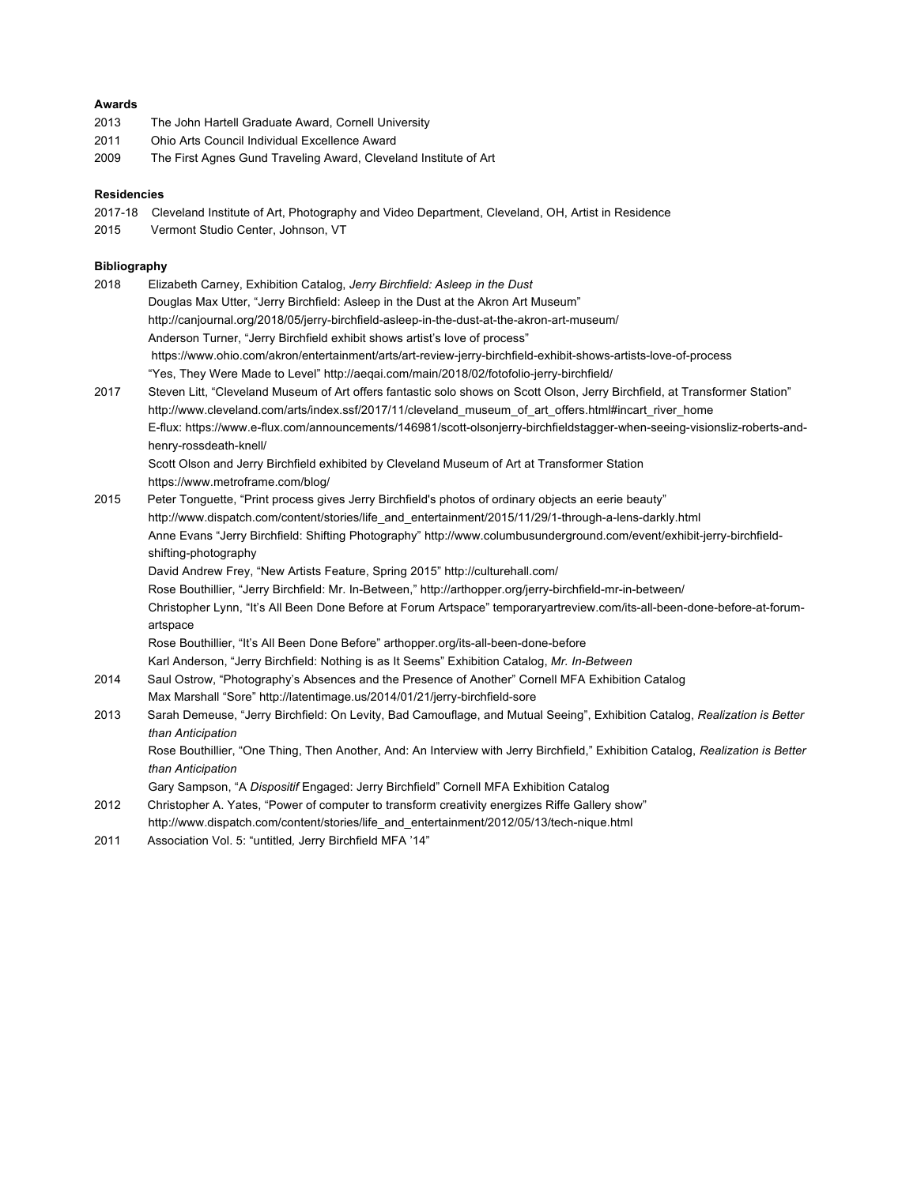**Awards**

2013 The John Hartell Graduate Award, Cornell University

2011 Ohio Arts Council Individual Excellence Award

2009 The First Agnes Gund Traveling Award, Cleveland Institute of Art

**Residencies**

2017-18 Cleveland Institute of Art, Photography and Video Department, Cleveland, OH, Artist in Residence

2015 Vermont Studio Center, Johnson, VT

**Bibliography**

2018 Elizabeth Carney, Exhibition Catalog, *Jerry Birchfield: Asleep in the Dust*
Douglas Max Utter, "Jerry Birchfield: Asleep in the Dust at the Akron Art Museum"
http://canjournal.org/2018/05/jerry-birchfield-asleep-in-the-dust-at-the-akron-art-museum/
Anderson Turner, "Jerry Birchfield exhibit shows artist's love of process"
https://www.ohio.com/akron/entertainment/arts/art-review-jerry-birchfield-exhibit-shows-artists-love-of-process
"Yes, They Were Made to Level" http://aeqai.com/main/2018/02/fotofolio-jerry-birchfield/

2017 Steven Litt, "Cleveland Museum of Art offers fantastic solo shows on Scott Olson, Jerry Birchfield, at Transformer Station"
http://www.cleveland.com/arts/index.ssf/2017/11/cleveland_museum_of_art_offers.html#incart_river_home
E-flux: https://www.e-flux.com/announcements/146981/scott-olsonjerry-birchfieldstagger-when-seeing-visionsliz-roberts-and-henry-rossdeath-knell/
Scott Olson and Jerry Birchfield exhibited by Cleveland Museum of Art at Transformer Station
https://www.metroframe.com/blog/

2015 Peter Tonguette, "Print process gives Jerry Birchfield's photos of ordinary objects an eerie beauty"
http://www.dispatch.com/content/stories/life_and_entertainment/2015/11/29/1-through-a-lens-darkly.html
Anne Evans "Jerry Birchfield: Shifting Photography" http://www.columbusunderground.com/event/exhibit-jerry-birchfield-shifting-photography
David Andrew Frey, "New Artists Feature, Spring 2015" http://culturehall.com/
Rose Bouthillier, "Jerry Birchfield: Mr. In-Between," http://arthopper.org/jerry-birchfield-mr-in-between/
Christopher Lynn, "It's All Been Done Before at Forum Artspace" temporaryartreview.com/its-all-been-done-before-at-forum-artspace
Rose Bouthillier, "It's All Been Done Before" arthopper.org/its-all-been-done-before
Karl Anderson, "Jerry Birchfield: Nothing is as It Seems" Exhibition Catalog, *Mr. In-Between*

2014 Saul Ostrow, "Photography's Absences and the Presence of Another" Cornell MFA Exhibition Catalog
Max Marshall "Sore" http://latentimage.us/2014/01/21/jerry-birchfield-sore

2013 Sarah Demeuse, "Jerry Birchfield: On Levity, Bad Camouflage, and Mutual Seeing", Exhibition Catalog, *Realization is Better than Anticipation*
Rose Bouthillier, "One Thing, Then Another, And: An Interview with Jerry Birchfield," Exhibition Catalog, *Realization is Better than Anticipation*
Gary Sampson, "A *Dispositif* Engaged: Jerry Birchfield" Cornell MFA Exhibition Catalog

2012 Christopher A. Yates, "Power of computer to transform creativity energizes Riffe Gallery show"
http://www.dispatch.com/content/stories/life_and_entertainment/2012/05/13/tech-nique.html

2011 Association Vol. 5: "untitled*,* Jerry Birchfield MFA '14"